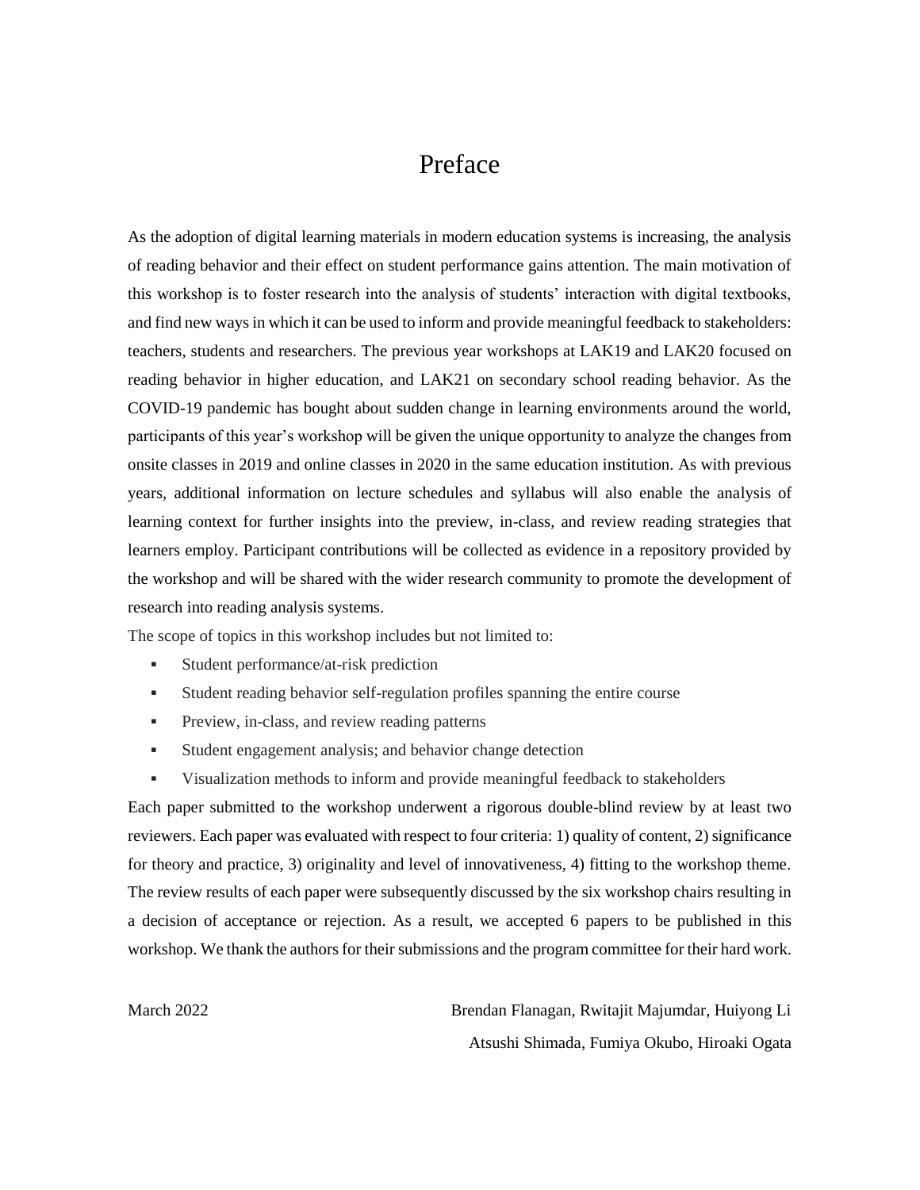# Preface

As the adoption of digital learning materials in modern education systems is increasing, the analysis of reading behavior and their effect on student performance gains attention. The main motivation of this workshop is to foster research into the analysis of students' interaction with digital textbooks, and find new ways in which it can be used to inform and provide meaningful feedback to stakeholders: teachers, students and researchers. The previous year workshops at LAK19 and LAK20 focused on reading behavior in higher education, and LAK21 on secondary school reading behavior. As the COVID-19 pandemic has bought about sudden change in learning environments around the world, participants of this year's workshop will be given the unique opportunity to analyze the changes from onsite classes in 2019 and online classes in 2020 in the same education institution. As with previous years, additional information on lecture schedules and syllabus will also enable the analysis of learning context for further insights into the preview, in-class, and review reading strategies that learners employ. Participant contributions will be collected as evidence in a repository provided by the workshop and will be shared with the wider research community to promote the development of research into reading analysis systems.

The scope of topics in this workshop includes but not limited to:

- Student performance/at-risk prediction
- Student reading behavior self-regulation profiles spanning the entire course
- Preview, in-class, and review reading patterns
- Student engagement analysis; and behavior change detection
- Visualization methods to inform and provide meaningful feedback to stakeholders

Each paper submitted to the workshop underwent a rigorous double-blind review by at least two reviewers. Each paper was evaluated with respect to four criteria: 1) quality of content, 2) significance for theory and practice, 3) originality and level of innovativeness, 4) fitting to the workshop theme. The review results of each paper were subsequently discussed by the six workshop chairs resulting in a decision of acceptance or rejection. As a result, we accepted 6 papers to be published in this workshop. We thank the authors for their submissions and the program committee for their hard work.

March 2022

Brendan Flanagan, Rwitajit Majumdar, Huiyong Li
Atsushi Shimada, Fumiya Okubo, Hiroaki Ogata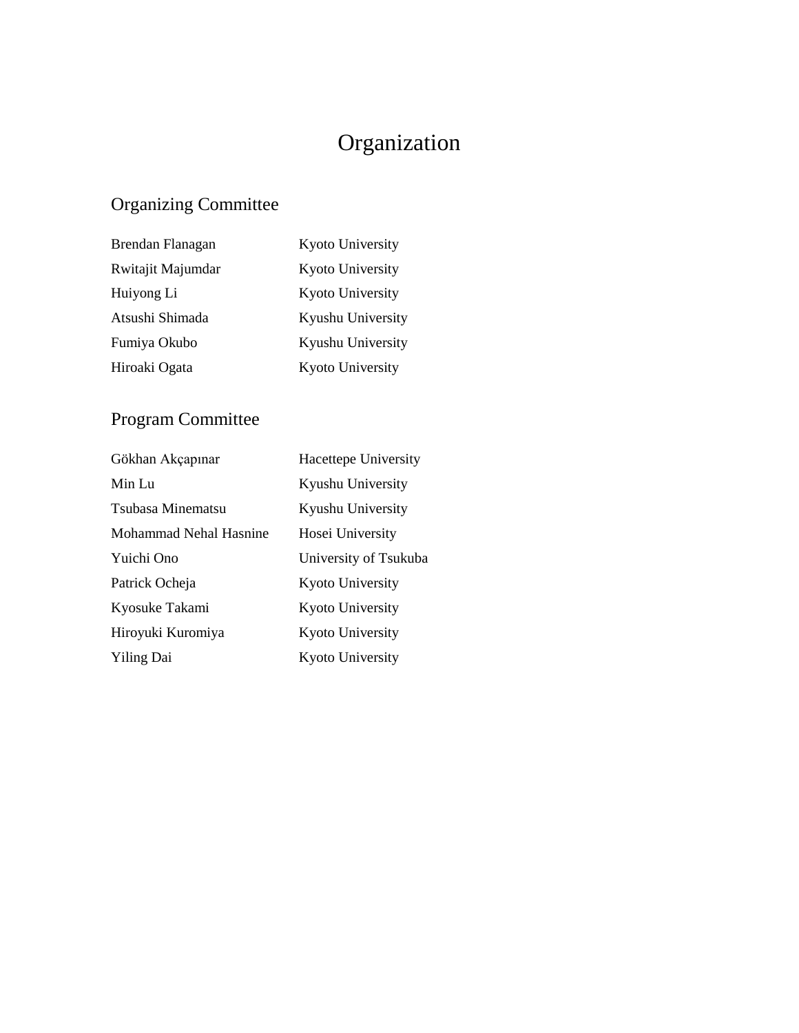# Organization

## Organizing Committee

| | |
|---|---|
| Brendan Flanagan | Kyoto University |
| Rwitajit Majumdar | Kyoto University |
| Huiyong Li | Kyoto University |
| Atsushi Shimada | Kyushu University |
| Fumiya Okubo | Kyushu University |
| Hiroaki Ogata | Kyoto University |

## Program Committee

| | |
|---|---|
| Gökhan Akçapınar | Hacettepe University |
| Min Lu | Kyushu University |
| Tsubasa Minematsu | Kyushu University |
| Mohammad Nehal Hasnine | Hosei University |
| Yuichi Ono | University of Tsukuba |
| Patrick Ocheja | Kyoto University |
| Kyosuke Takami | Kyoto University |
| Hiroyuki Kuromiya | Kyoto University |
| Yiling Dai | Kyoto University |